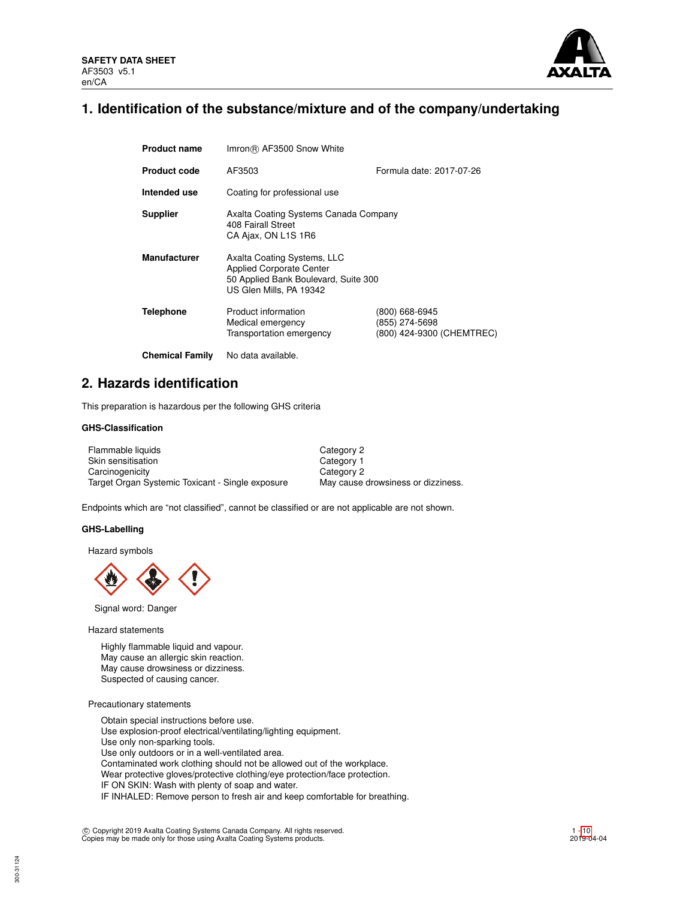**SAFETY DATA SHEET**
AF3503 v5.1
en/CA

## 1. Identification of the substance/mixture and of the company/undertaking

| | | |
|---|---|---|
| **Product name** | Imron® AF3500 Snow White | |
| **Product code** | AF3503 | Formula date: 2017-07-26 |
| **Intended use** | Coating for professional use | |
| **Supplier** | Axalta Coating Systems Canada Company<br>408 Fairall Street<br>CA Ajax, ON L1S 1R6 | |
| **Manufacturer** | Axalta Coating Systems, LLC<br>Applied Corporate Center<br>50 Applied Bank Boulevard, Suite 300<br>US Glen Mills, PA 19342 | |
| **Telephone** | Product information<br>Medical emergency<br>Transportation emergency | (800) 668-6945<br>(855) 274-5698<br>(800) 424-9300 (CHEMTREC) |
| **Chemical Family** | No data available. | |

## 2. Hazards identification

This preparation is hazardous per the following GHS criteria

### GHS-Classification

| | |
|---|---|
| Flammable liquids | Category 2 |
| Skin sensitisation | Category 1 |
| Carcinogenicity | Category 2 |
| Target Organ Systemic Toxicant - Single exposure | May cause drowsiness or dizziness. |

Endpoints which are "not classified", cannot be classified or are not applicable are not shown.

### GHS-Labelling

Hazard symbols

Signal word: Danger

Hazard statements

Highly flammable liquid and vapour.
May cause an allergic skin reaction.
May cause drowsiness or dizziness.
Suspected of causing cancer.

Precautionary statements

Obtain special instructions before use.
Use explosion-proof electrical/ventilating/lighting equipment.
Use only non-sparking tools.
Use only outdoors or in a well-ventilated area.
Contaminated work clothing should not be allowed out of the workplace.
Wear protective gloves/protective clothing/eye protection/face protection.
IF ON SKIN: Wash with plenty of soap and water.
IF INHALED: Remove person to fresh air and keep comfortable for breathing.

© Copyright 2019 Axalta Coating Systems Canada Company. All rights reserved.
Copies may be made only for those using Axalta Coating Systems products.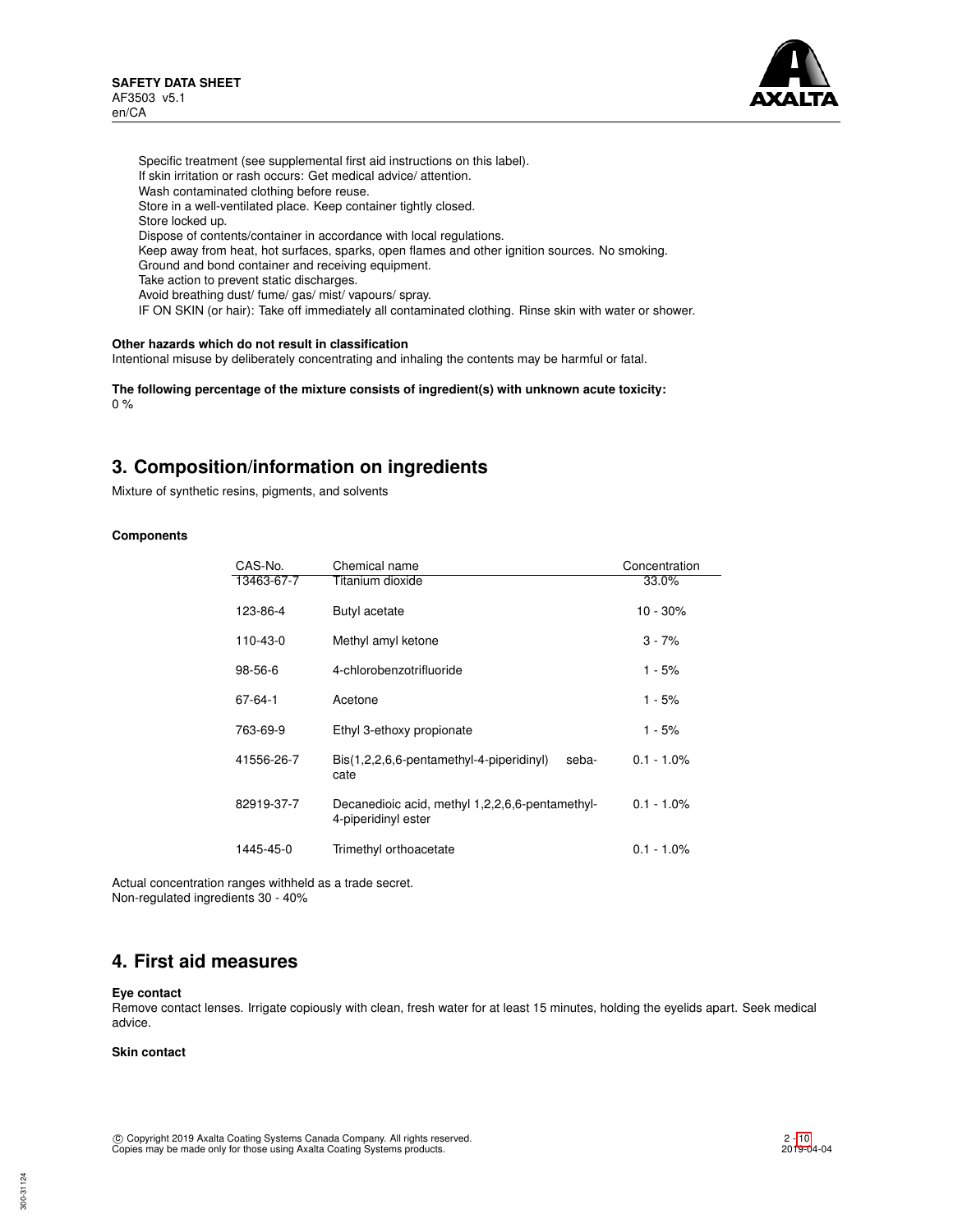Specific treatment (see supplemental first aid instructions on this label).
If skin irritation or rash occurs: Get medical advice/ attention.
Wash contaminated clothing before reuse.
Store in a well-ventilated place. Keep container tightly closed.
Store locked up.
Dispose of contents/container in accordance with local regulations.
Keep away from heat, hot surfaces, sparks, open flames and other ignition sources. No smoking.
Ground and bond container and receiving equipment.
Take action to prevent static discharges.
Avoid breathing dust/ fume/ gas/ mist/ vapours/ spray.
IF ON SKIN (or hair): Take off immediately all contaminated clothing. Rinse skin with water or shower.

**Other hazards which do not result in classification**
Intentional misuse by deliberately concentrating and inhaling the contents may be harmful or fatal.

**The following percentage of the mixture consists of ingredient(s) with unknown acute toxicity:**
0 %

## 3. Composition/information on ingredients

Mixture of synthetic resins, pigments, and solvents

**Components**

| CAS-No. | Chemical name | Concentration |
|---|---|---|
| 13463-67-7 | Titanium dioxide | 33.0% |
| 123-86-4 | Butyl acetate | 10 - 30% |
| 110-43-0 | Methyl amyl ketone | 3 - 7% |
| 98-56-6 | 4-chlorobenzotrifluoride | 1 - 5% |
| 67-64-1 | Acetone | 1 - 5% |
| 763-69-9 | Ethyl 3-ethoxy propionate | 1 - 5% |
| 41556-26-7 | Bis(1,2,2,6,6-pentamethyl-4-piperidinyl) sebacate | 0.1 - 1.0% |
| 82919-37-7 | Decanedioic acid, methyl 1,2,2,6,6-pentamethyl-4-piperidinyl ester | 0.1 - 1.0% |
| 1445-45-0 | Trimethyl orthoacetate | 0.1 - 1.0% |

Actual concentration ranges withheld as a trade secret.
Non-regulated ingredients 30 - 40%

## 4. First aid measures

**Eye contact**
Remove contact lenses. Irrigate copiously with clean, fresh water for at least 15 minutes, holding the eyelids apart. Seek medical advice.

**Skin contact**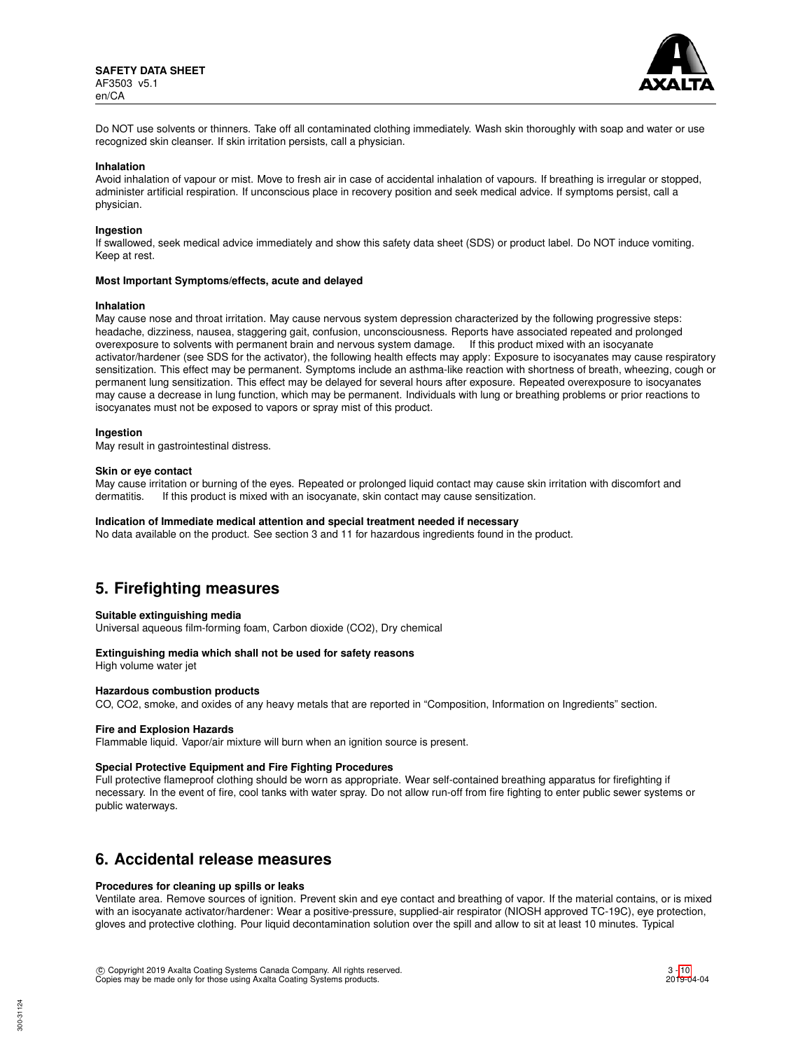Do NOT use solvents or thinners. Take off all contaminated clothing immediately. Wash skin thoroughly with soap and water or use recognized skin cleanser. If skin irritation persists, call a physician.

**Inhalation**

Avoid inhalation of vapour or mist. Move to fresh air in case of accidental inhalation of vapours. If breathing is irregular or stopped, administer artificial respiration. If unconscious place in recovery position and seek medical advice. If symptoms persist, call a physician.

**Ingestion**

If swallowed, seek medical advice immediately and show this safety data sheet (SDS) or product label. Do NOT induce vomiting. Keep at rest.

**Most Important Symptoms/effects, acute and delayed**

**Inhalation**

May cause nose and throat irritation. May cause nervous system depression characterized by the following progressive steps: headache, dizziness, nausea, staggering gait, confusion, unconsciousness. Reports have associated repeated and prolonged overexposure to solvents with permanent brain and nervous system damage. If this product mixed with an isocyanate activator/hardener (see SDS for the activator), the following health effects may apply: Exposure to isocyanates may cause respiratory sensitization. This effect may be permanent. Symptoms include an asthma-like reaction with shortness of breath, wheezing, cough or permanent lung sensitization. This effect may be delayed for several hours after exposure. Repeated overexposure to isocyanates may cause a decrease in lung function, which may be permanent. Individuals with lung or breathing problems or prior reactions to isocyanates must not be exposed to vapors or spray mist of this product.

**Ingestion**

May result in gastrointestinal distress.

**Skin or eye contact**

May cause irritation or burning of the eyes. Repeated or prolonged liquid contact may cause skin irritation with discomfort and dermatitis. If this product is mixed with an isocyanate, skin contact may cause sensitization.

**Indication of Immediate medical attention and special treatment needed if necessary**

No data available on the product. See section 3 and 11 for hazardous ingredients found in the product.

## 5. Firefighting measures

**Suitable extinguishing media**

Universal aqueous film-forming foam, Carbon dioxide ($CO_2$), Dry chemical

**Extinguishing media which shall not be used for safety reasons**

High volume water jet

**Hazardous combustion products**

CO, $CO_2$, smoke, and oxides of any heavy metals that are reported in "Composition, Information on Ingredients" section.

**Fire and Explosion Hazards**

Flammable liquid. Vapor/air mixture will burn when an ignition source is present.

**Special Protective Equipment and Fire Fighting Procedures**

Full protective flameproof clothing should be worn as appropriate. Wear self-contained breathing apparatus for firefighting if necessary. In the event of fire, cool tanks with water spray. Do not allow run-off from fire fighting to enter public sewer systems or public waterways.

## 6. Accidental release measures

**Procedures for cleaning up spills or leaks**

Ventilate area. Remove sources of ignition. Prevent skin and eye contact and breathing of vapor. If the material contains, or is mixed with an isocyanate activator/hardener: Wear a positive-pressure, supplied-air respirator (NIOSH approved TC-19C), eye protection, gloves and protective clothing. Pour liquid decontamination solution over the spill and allow to sit at least 10 minutes. Typical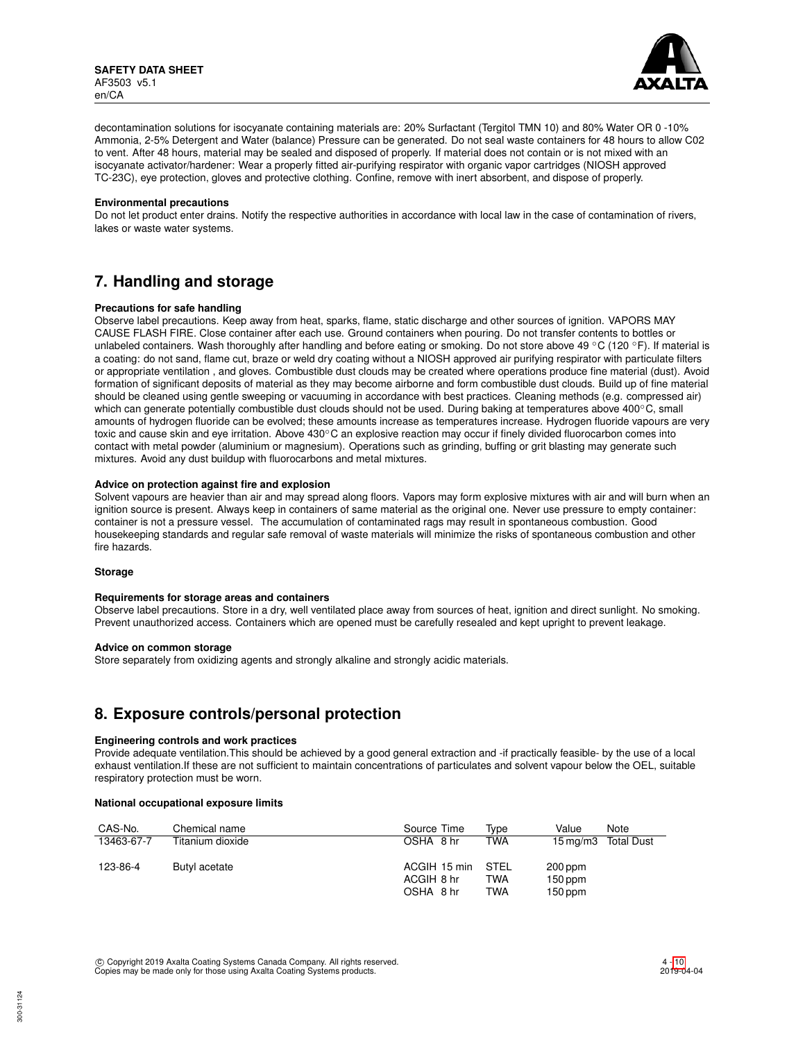decontamination solutions for isocyanate containing materials are: 20% Surfactant (Tergitol TMN 10) and 80% Water OR 0 -10% Ammonia, 2-5% Detergent and Water (balance) Pressure can be generated. Do not seal waste containers for 48 hours to allow C02 to vent. After 48 hours, material may be sealed and disposed of properly. If material does not contain or is not mixed with an isocyanate activator/hardener: Wear a properly fitted air-purifying respirator with organic vapor cartridges (NIOSH approved TC-23C), eye protection, gloves and protective clothing. Confine, remove with inert absorbent, and dispose of properly.

**Environmental precautions**

Do not let product enter drains. Notify the respective authorities in accordance with local law in the case of contamination of rivers, lakes or waste water systems.

## 7. Handling and storage

**Precautions for safe handling**

Observe label precautions. Keep away from heat, sparks, flame, static discharge and other sources of ignition. VAPORS MAY CAUSE FLASH FIRE. Close container after each use. Ground containers when pouring. Do not transfer contents to bottles or unlabeled containers. Wash thoroughly after handling and before eating or smoking. Do not store above 49 °C (120 °F). If material is a coating: do not sand, flame cut, braze or weld dry coating without a NIOSH approved air purifying respirator with particulate filters or appropriate ventilation , and gloves. Combustible dust clouds may be created where operations produce fine material (dust). Avoid formation of significant deposits of material as they may become airborne and form combustible dust clouds. Build up of fine material should be cleaned using gentle sweeping or vacuuming in accordance with best practices. Cleaning methods (e.g. compressed air) which can generate potentially combustible dust clouds should not be used. During baking at temperatures above 400°C, small amounts of hydrogen fluoride can be evolved; these amounts increase as temperatures increase. Hydrogen fluoride vapours are very toxic and cause skin and eye irritation. Above 430°C an explosive reaction may occur if finely divided fluorocarbon comes into contact with metal powder (aluminium or magnesium). Operations such as grinding, buffing or grit blasting may generate such mixtures. Avoid any dust buildup with fluorocarbons and metal mixtures.

**Advice on protection against fire and explosion**

Solvent vapours are heavier than air and may spread along floors. Vapors may form explosive mixtures with air and will burn when an ignition source is present. Always keep in containers of same material as the original one. Never use pressure to empty container: container is not a pressure vessel. The accumulation of contaminated rags may result in spontaneous combustion. Good housekeeping standards and regular safe removal of waste materials will minimize the risks of spontaneous combustion and other fire hazards.

**Storage**

**Requirements for storage areas and containers**

Observe label precautions. Store in a dry, well ventilated place away from sources of heat, ignition and direct sunlight. No smoking. Prevent unauthorized access. Containers which are opened must be carefully resealed and kept upright to prevent leakage.

**Advice on common storage**

Store separately from oxidizing agents and strongly alkaline and strongly acidic materials.

## 8. Exposure controls/personal protection

**Engineering controls and work practices**

Provide adequate ventilation.This should be achieved by a good general extraction and -if practically feasible- by the use of a local exhaust ventilation.If these are not sufficient to maintain concentrations of particulates and solvent vapour below the OEL, suitable respiratory protection must be worn.

**National occupational exposure limits**

| CAS-No. | Chemical name | Source | Time | Type | Value | Note |
|---|---|---|---|---|---|---|
| 13463-67-7 | Titanium dioxide | OSHA | 8 hr | TWA | 15 mg/m3 | Total Dust |
| 123-86-4 | Butyl acetate | ACGIH | 15 min | STEL | 200 ppm | |
| | | ACGIH | 8 hr | TWA | 150 ppm | |
| | | OSHA | 8 hr | TWA | 150 ppm | |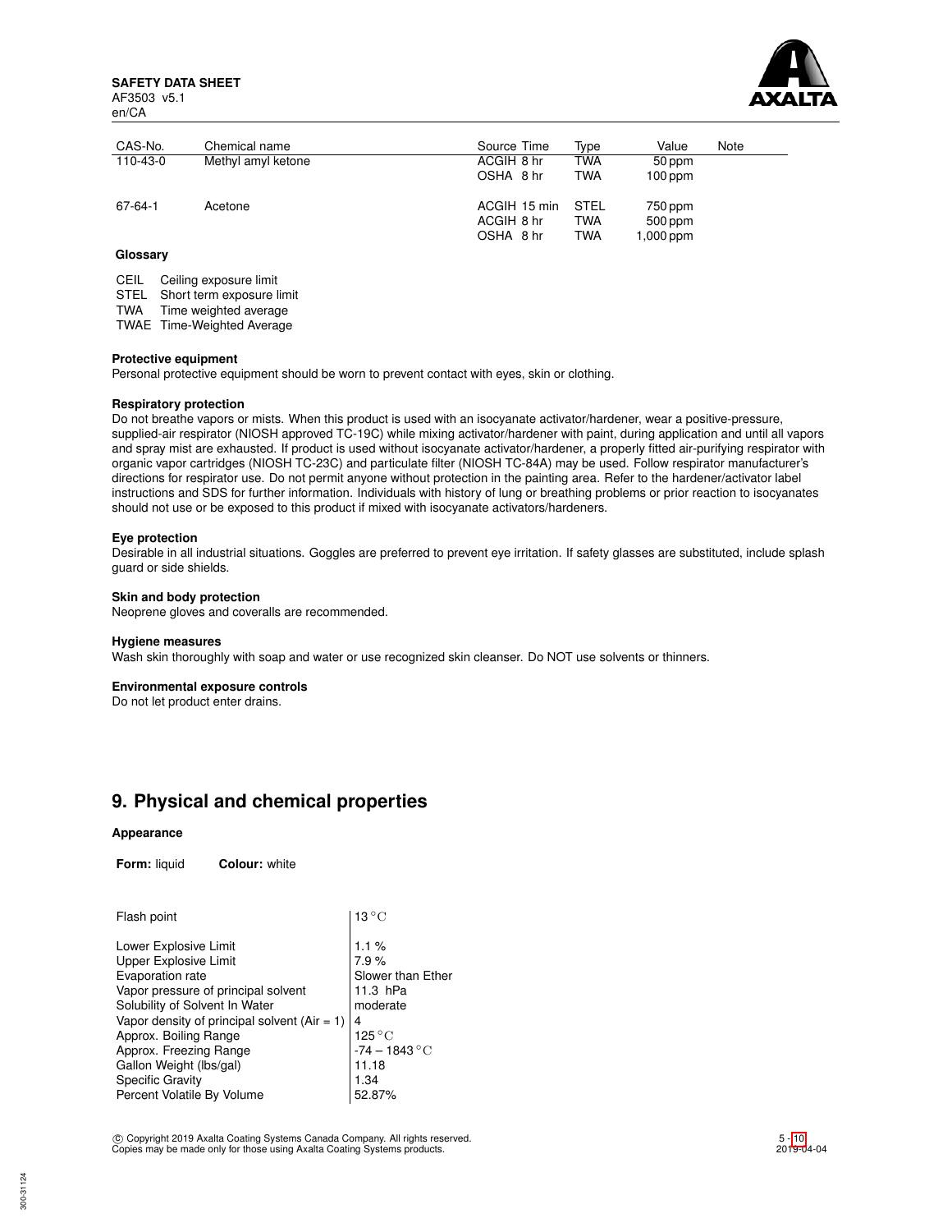| CAS-No. | Chemical name | Source Time | Type | Value | Note |
|---|---|---|---|---|---|
| 110-43-0 | Methyl amyl ketone | ACGIH 8 hr | TWA | 50 ppm | |
| | | OSHA 8 hr | TWA | 100 ppm | |
| 67-64-1 | Acetone | ACGIH 15 min | STEL | 750 ppm | |
| | | ACGIH 8 hr | TWA | 500 ppm | |
| | | OSHA 8 hr | TWA | 1,000 ppm | |

**Glossary**

| | |
|---|---|
| CEIL | Ceiling exposure limit |
| STEL | Short term exposure limit |
| TWA | Time weighted average |
| TWAE | Time-Weighted Average |

**Protective equipment**

Personal protective equipment should be worn to prevent contact with eyes, skin or clothing.

**Respiratory protection**

Do not breathe vapors or mists. When this product is used with an isocyanate activator/hardener, wear a positive-pressure, supplied-air respirator (NIOSH approved TC-19C) while mixing activator/hardener with paint, during application and until all vapors and spray mist are exhausted. If product is used without isocyanate activator/hardener, a properly fitted air-purifying respirator with organic vapor cartridges (NIOSH TC-23C) and particulate filter (NIOSH TC-84A) may be used. Follow respirator manufacturer's directions for respirator use. Do not permit anyone without protection in the painting area. Refer to the hardener/activator label instructions and SDS for further information. Individuals with history of lung or breathing problems or prior reaction to isocyanates should not use or be exposed to this product if mixed with isocyanate activators/hardeners.

**Eye protection**

Desirable in all industrial situations. Goggles are preferred to prevent eye irritation. If safety glasses are substituted, include splash guard or side shields.

**Skin and body protection**

Neoprene gloves and coveralls are recommended.

**Hygiene measures**

Wash skin thoroughly with soap and water or use recognized skin cleanser. Do NOT use solvents or thinners.

**Environmental exposure controls**

Do not let product enter drains.

## 9. Physical and chemical properties

**Appearance**

**Form:** liquid **Colour:** white

| | |
|---|---|
| Flash point | 13 °C |
| Lower Explosive Limit | 1.1 % |
| Upper Explosive Limit | 7.9 % |
| Evaporation rate | Slower than Ether |
| Vapor pressure of principal solvent | 11.3 hPa |
| Solubility of Solvent In Water | moderate |
| Vapor density of principal solvent (Air = 1) | 4 |
| Approx. Boiling Range | 125 °C |
| Approx. Freezing Range | -74 – 1843 °C |
| Gallon Weight (lbs/gal) | 11.18 |
| Specific Gravity | 1.34 |
| Percent Volatile By Volume | 52.87% |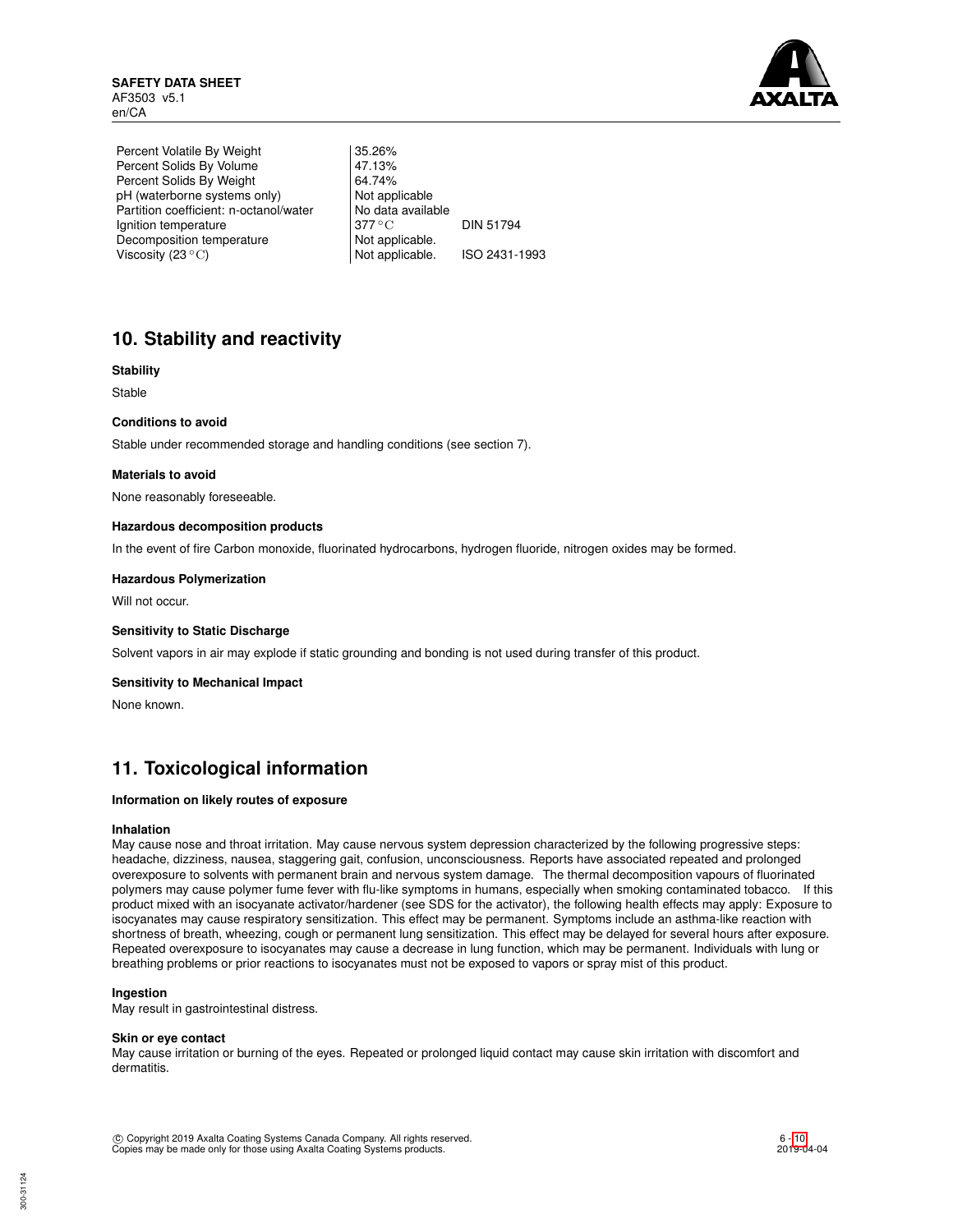| | | |
|---|---|---|
| Percent Volatile By Weight | 35.26% | |
| Percent Solids By Volume | 47.13% | |
| Percent Solids By Weight | 64.74% | |
| pH (waterborne systems only) | Not applicable | |
| Partition coefficient: n-octanol/water | No data available | |
| Ignition temperature | 377 °C | DIN 51794 |
| Decomposition temperature | Not applicable. | |
| Viscosity (23 °C) | Not applicable. | ISO 2431-1993 |

## 10. Stability and reactivity

**Stability**

Stable

**Conditions to avoid**

Stable under recommended storage and handling conditions (see section 7).

**Materials to avoid**

None reasonably foreseeable.

**Hazardous decomposition products**

In the event of fire Carbon monoxide, fluorinated hydrocarbons, hydrogen fluoride, nitrogen oxides may be formed.

**Hazardous Polymerization**

Will not occur.

**Sensitivity to Static Discharge**

Solvent vapors in air may explode if static grounding and bonding is not used during transfer of this product.

**Sensitivity to Mechanical Impact**

None known.

## 11. Toxicological information

**Information on likely routes of exposure**

**Inhalation**

May cause nose and throat irritation. May cause nervous system depression characterized by the following progressive steps: headache, dizziness, nausea, staggering gait, confusion, unconsciousness. Reports have associated repeated and prolonged overexposure to solvents with permanent brain and nervous system damage. The thermal decomposition vapours of fluorinated polymers may cause polymer fume fever with flu-like symptoms in humans, especially when smoking contaminated tobacco. If this product mixed with an isocyanate activator/hardener (see SDS for the activator), the following health effects may apply: Exposure to isocyanates may cause respiratory sensitization. This effect may be permanent. Symptoms include an asthma-like reaction with shortness of breath, wheezing, cough or permanent lung sensitization. This effect may be delayed for several hours after exposure. Repeated overexposure to isocyanates may cause a decrease in lung function, which may be permanent. Individuals with lung or breathing problems or prior reactions to isocyanates must not be exposed to vapors or spray mist of this product.

**Ingestion**

May result in gastrointestinal distress.

**Skin or eye contact**

May cause irritation or burning of the eyes. Repeated or prolonged liquid contact may cause skin irritation with discomfort and dermatitis.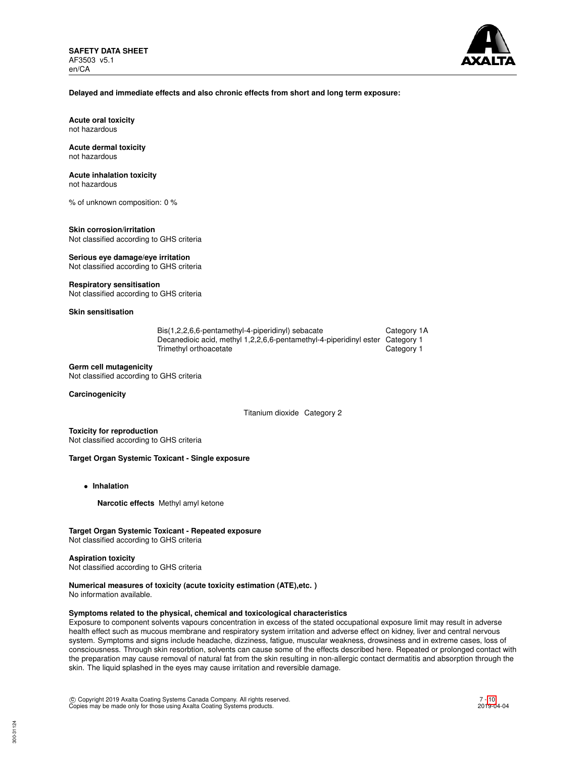**Delayed and immediate effects and also chronic effects from short and long term exposure:**

**Acute oral toxicity**
not hazardous

**Acute dermal toxicity**
not hazardous

**Acute inhalation toxicity**
not hazardous

% of unknown composition: 0 %

**Skin corrosion/irritation**
Not classified according to GHS criteria

**Serious eye damage/eye irritation**
Not classified according to GHS criteria

**Respiratory sensitisation**
Not classified according to GHS criteria

**Skin sensitisation**

| | |
|---|---|
| Bis(1,2,2,6,6-pentamethyl-4-piperidinyl) sebacate | Category 1A |
| Decanedioic acid, methyl 1,2,2,6,6-pentamethyl-4-piperidinyl ester | Category 1 |
| Trimethyl orthoacetate | Category 1 |

**Germ cell mutagenicity**
Not classified according to GHS criteria

**Carcinogenicity**

Titanium dioxide Category 2

**Toxicity for reproduction**
Not classified according to GHS criteria

**Target Organ Systemic Toxicant - Single exposure**

- **Inhalation**

  **Narcotic effects** Methyl amyl ketone

**Target Organ Systemic Toxicant - Repeated exposure**
Not classified according to GHS criteria

**Aspiration toxicity**
Not classified according to GHS criteria

**Numerical measures of toxicity (acute toxicity estimation (ATE),etc. )**
No information available.

**Symptoms related to the physical, chemical and toxicological characteristics**
Exposure to component solvents vapours concentration in excess of the stated occupational exposure limit may result in adverse health effect such as mucous membrane and respiratory system irritation and adverse effect on kidney, liver and central nervous system. Symptoms and signs include headache, dizziness, fatigue, muscular weakness, drowsiness and in extreme cases, loss of consciousness. Through skin resorbtion, solvents can cause some of the effects described here. Repeated or prolonged contact with the preparation may cause removal of natural fat from the skin resulting in non-allergic contact dermatitis and absorption through the skin. The liquid splashed in the eyes may cause irritation and reversible damage.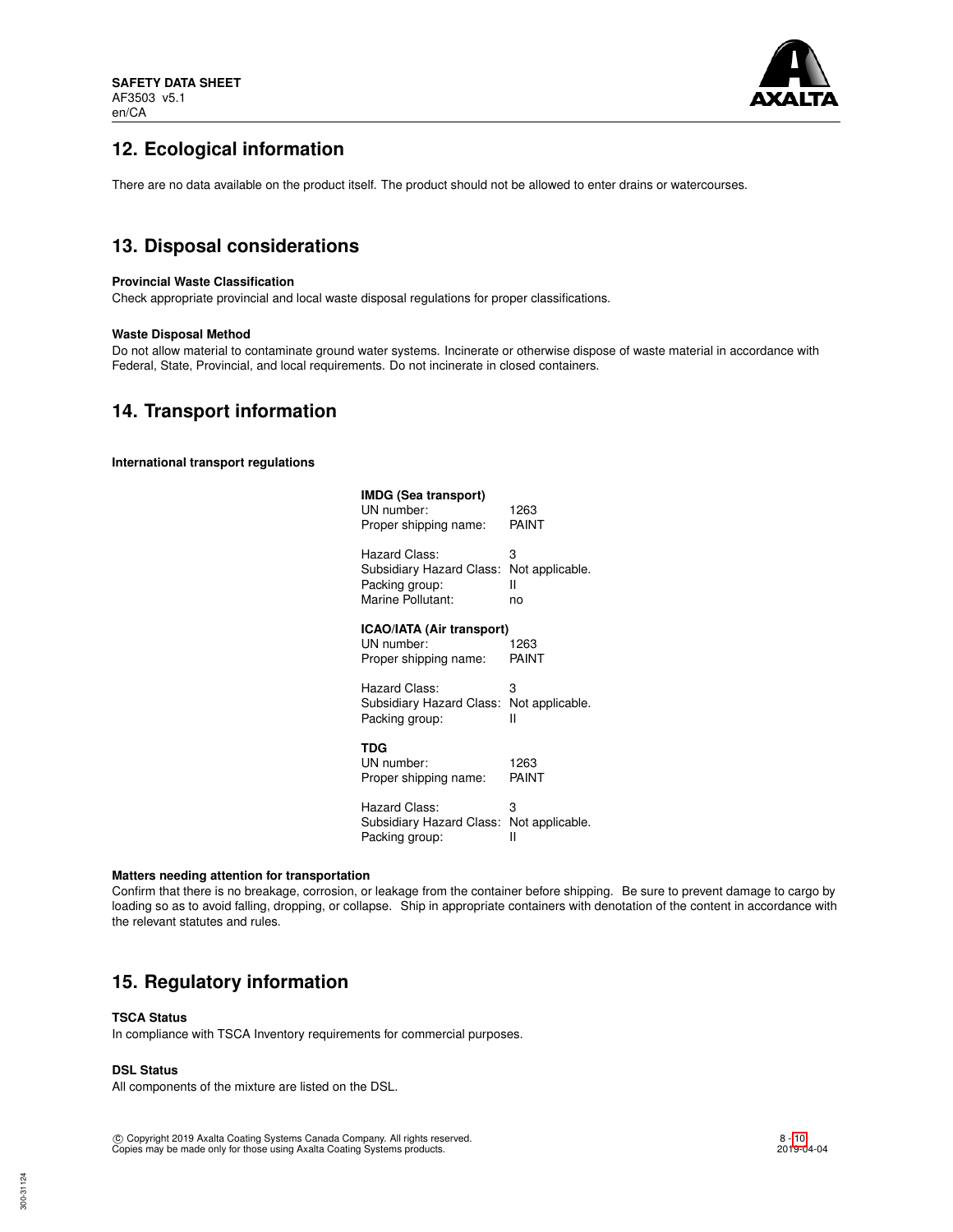## 12. Ecological information

There are no data available on the product itself. The product should not be allowed to enter drains or watercourses.

## 13. Disposal considerations

**Provincial Waste Classification**

Check appropriate provincial and local waste disposal regulations for proper classifications.

**Waste Disposal Method**

Do not allow material to contaminate ground water systems. Incinerate or otherwise dispose of waste material in accordance with Federal, State, Provincial, and local requirements. Do not incinerate in closed containers.

## 14. Transport information

**International transport regulations**

**IMDG (Sea transport)**

| | |
|---|---|
| UN number: | 1263 |
| Proper shipping name: | PAINT |
| Hazard Class: | 3 |
| Subsidiary Hazard Class: | Not applicable. |
| Packing group: | II |
| Marine Pollutant: | no |

**ICAO/IATA (Air transport)**

| | |
|---|---|
| UN number: | 1263 |
| Proper shipping name: | PAINT |
| Hazard Class: | 3 |
| Subsidiary Hazard Class: | Not applicable. |
| Packing group: | II |

**TDG**

| | |
|---|---|
| UN number: | 1263 |
| Proper shipping name: | PAINT |
| Hazard Class: | 3 |
| Subsidiary Hazard Class: | Not applicable. |
| Packing group: | II |

**Matters needing attention for transportation**

Confirm that there is no breakage, corrosion, or leakage from the container before shipping. Be sure to prevent damage to cargo by loading so as to avoid falling, dropping, or collapse. Ship in appropriate containers with denotation of the content in accordance with the relevant statutes and rules.

## 15. Regulatory information

**TSCA Status**

In compliance with TSCA Inventory requirements for commercial purposes.

**DSL Status**

All components of the mixture are listed on the DSL.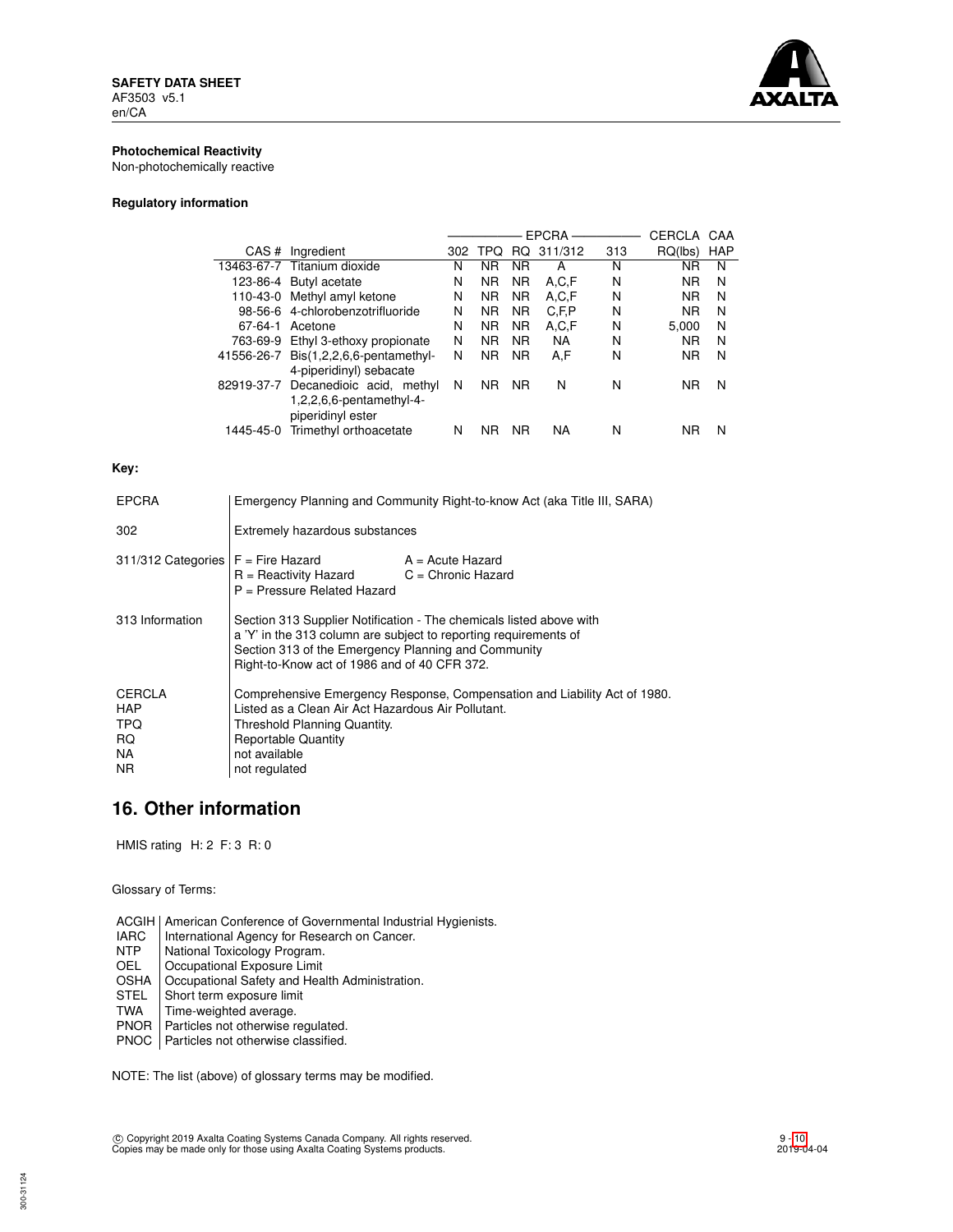**Photochemical Reactivity**

Non-photochemically reactive

**Regulatory information**

| | | EPCRA | | | | | CERCLA | CAA |
|---|---|---|---|---|---|---|---|---|
| CAS # | Ingredient | 302 | TPQ | RQ | 311/312 | 313 | RQ(lbs) | HAP |
| 13463-67-7 | Titanium dioxide | N | NR | NR | A | N | NR | N |
| 123-86-4 | Butyl acetate | N | NR | NR | A,C,F | N | NR | N |
| 110-43-0 | Methyl amyl ketone | N | NR | NR | A,C,F | N | NR | N |
| 98-56-6 | 4-chlorobenzotrifluoride | N | NR | NR | C,F,P | N | NR | N |
| 67-64-1 | Acetone | N | NR | NR | A,C,F | N | 5,000 | N |
| 763-69-9 | Ethyl 3-ethoxy propionate | N | NR | NR | NA | N | NR | N |
| 41556-26-7 | Bis(1,2,2,6,6-pentamethyl-4-piperidinyl) sebacate | N | NR | NR | A,F | N | NR | N |
| 82919-37-7 | Decanedioic acid, methyl 1,2,2,6,6-pentamethyl-4-piperidinyl ester | N | NR | NR | N | N | NR | N |
| 1445-45-0 | Trimethyl orthoacetate | N | NR | NR | NA | N | NR | N |

**Key:**

| | |
|---|---|
| EPCRA | Emergency Planning and Community Right-to-know Act (aka Title III, SARA) |
| 302 | Extremely hazardous substances |
| 311/312 Categories | F = Fire Hazard; A = Acute Hazard; R = Reactivity Hazard; C = Chronic Hazard; P = Pressure Related Hazard |
| 313 Information | Section 313 Supplier Notification - The chemicals listed above with a 'Y' in the 313 column are subject to reporting requirements of Section 313 of the Emergency Planning and Community Right-to-Know act of 1986 and of 40 CFR 372. |
| CERCLA | Comprehensive Emergency Response, Compensation and Liability Act of 1980. |
| HAP | Listed as a Clean Air Act Hazardous Air Pollutant. |
| TPQ | Threshold Planning Quantity. |
| RQ | Reportable Quantity |
| NA | not available |
| NR | not regulated |

## 16. Other information

HMIS rating H: 2 F: 3 R: 0

Glossary of Terms:

| | |
|---|---|
| ACGIH | American Conference of Governmental Industrial Hygienists. |
| IARC | International Agency for Research on Cancer. |
| NTP | National Toxicology Program. |
| OEL | Occupational Exposure Limit |
| OSHA | Occupational Safety and Health Administration. |
| STEL | Short term exposure limit |
| TWA | Time-weighted average. |
| PNOR | Particles not otherwise regulated. |
| PNOC | Particles not otherwise classified. |

NOTE: The list (above) of glossary terms may be modified.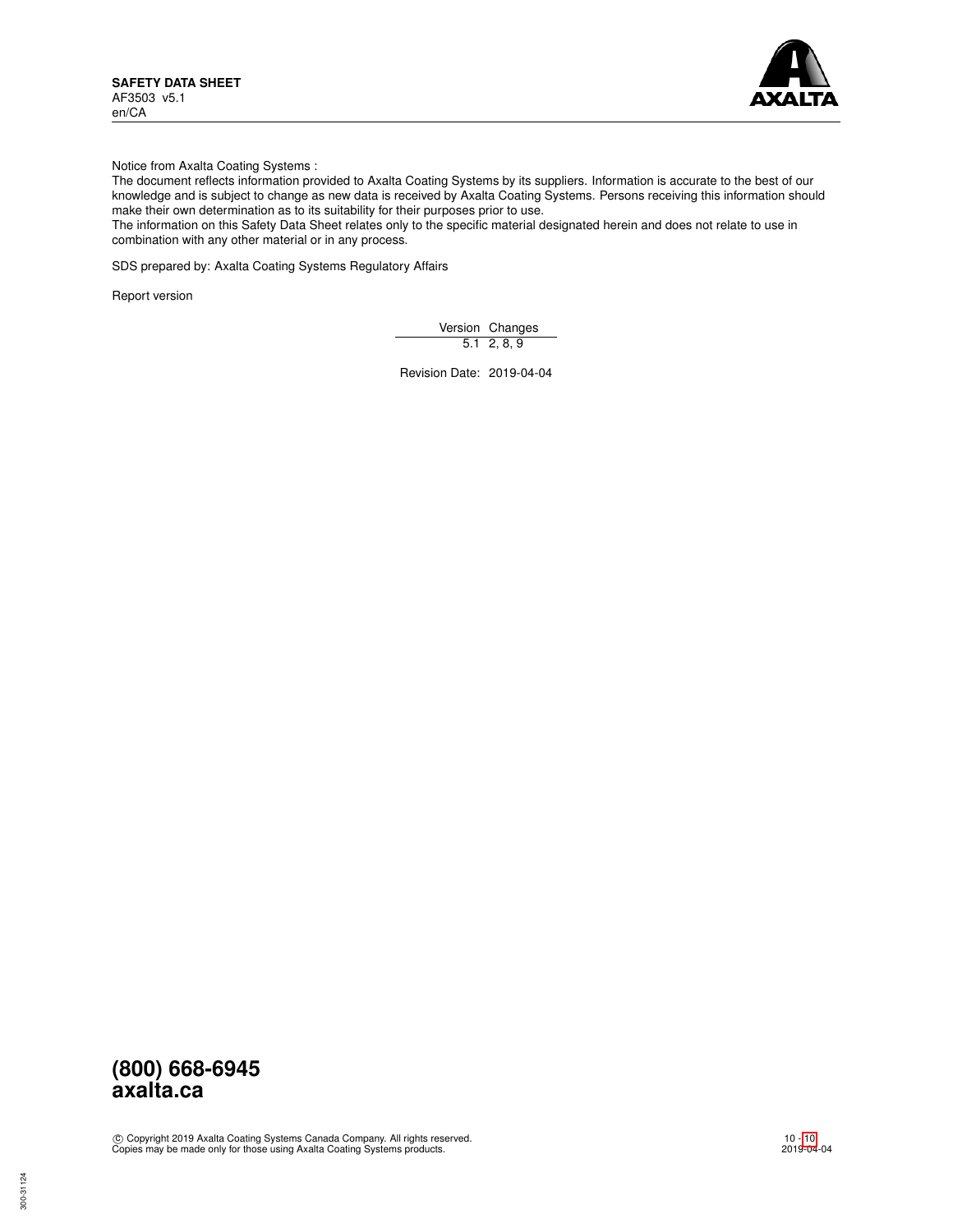Notice from Axalta Coating Systems :

The document reflects information provided to Axalta Coating Systems by its suppliers. Information is accurate to the best of our knowledge and is subject to change as new data is received by Axalta Coating Systems. Persons receiving this information should make their own determination as to its suitability for their purposes prior to use.

The information on this Safety Data Sheet relates only to the specific material designated herein and does not relate to use in combination with any other material or in any process.

SDS prepared by: Axalta Coating Systems Regulatory Affairs

Report version

| Version | Changes |
|---|---|
| 5.1 | 2, 8, 9 |

Revision Date: 2019-04-04

**(800) 668-6945**
**axalta.ca**

© Copyright 2019 Axalta Coating Systems Canada Company. All rights reserved.
Copies may be made only for those using Axalta Coating Systems products.